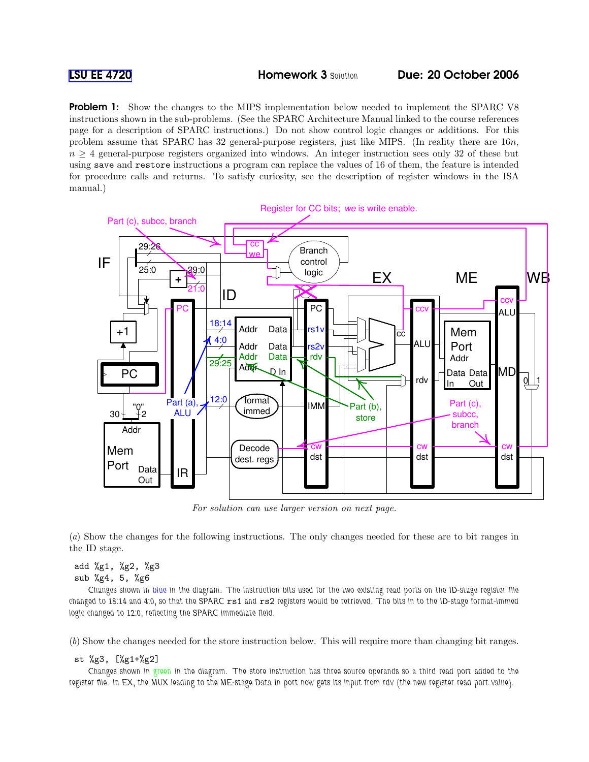**LSU EE 4720** **Homework 3** Solution **Due: 20 October 2006**

**Problem 1:** Show the changes to the MIPS implementation below needed to implement the SPARC V8 instructions shown in the sub-problems. (See the SPARC Architecture Manual linked to the course references page for a description of SPARC instructions.) Do not show control logic changes or additions. For this problem assume that SPARC has 32 general-purpose registers, just like MIPS. (In reality there are $16n$, $n \geq 4$ general-purpose registers organized into windows. An integer instruction sees only 32 of these but using `save` and `restore` instructions a program can replace the values of 16 of them, the feature is intended for procedure calls and returns. To satisfy curiosity, see the description of register windows in the ISA manual.)

*For solution can use larger version on next page.*

(*a*) Show the changes for the following instructions. The only changes needed for these are to bit ranges in the ID stage.

```
add %g1, %g2, %g3
sub %g4, 5, %g6
```

Changes shown in blue in the diagram. The instruction bits used for the two existing read ports on the ID-stage register file changed to 18:14 and 4:0, so that the SPARC `rs1` and `rs2` registers would be retrieved. The bits in to the ID-stage format-immed logic changed to 12:0, reflecting the SPARC immediate field.

(*b*) Show the changes needed for the store instruction below. This will require more than changing bit ranges.

```
st %g3, [%g1+%g2]
```

Changes shown in green in the diagram. The store instruction has three source operands so a third read port added to the register file. In EX, the MUX leading to the ME-stage Data In port now gets its input from rdv (the new register read port value).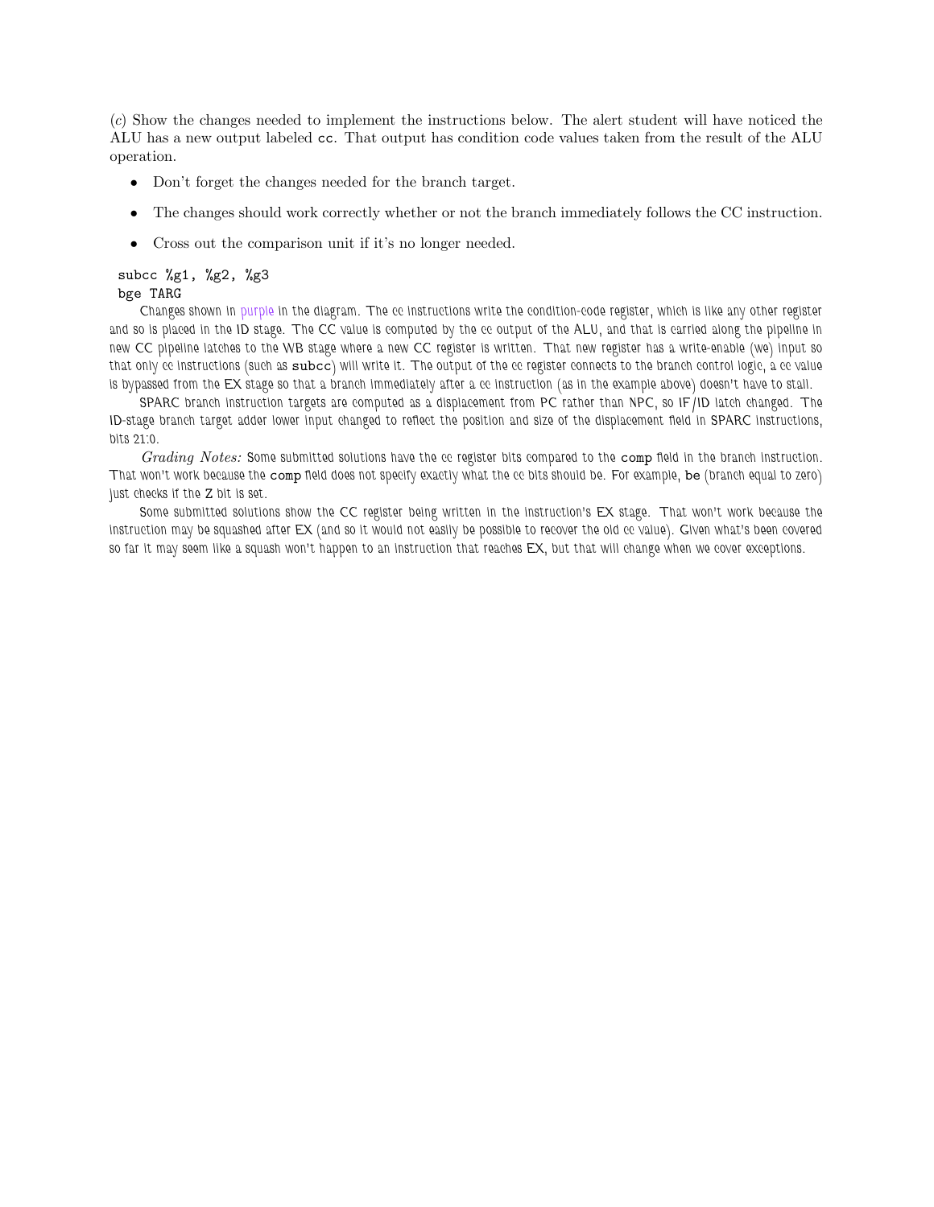(*c*) Show the changes needed to implement the instructions below. The alert student will have noticed the ALU has a new output labeled `cc`. That output has condition code values taken from the result of the ALU operation.

- Don't forget the changes needed for the branch target.
- The changes should work correctly whether or not the branch immediately follows the CC instruction.
- Cross out the comparison unit if it's no longer needed.

```
subcc %g1, %g2, %g3
bge TARG
```

Changes shown in purple in the diagram. The cc instructions write the condition-code register, which is like any other register and so is placed in the ID stage. The CC value is computed by the cc output of the ALU, and that is carried along the pipeline in new CC pipeline latches to the WB stage where a new CC register is written. That new register has a write-enable (we) input so that only cc instructions (such as `subcc`) will write it. The output of the cc register connects to the branch control logic, a cc value is bypassed from the EX stage so that a branch immediately after a cc instruction (as in the example above) doesn't have to stall.

SPARC branch instruction targets are computed as a displacement from PC rather than NPC, so IF/ID latch changed. The ID-stage branch target adder lower input changed to reflect the position and size of the displacement field in SPARC instructions, bits 21:0.

*Grading Notes:* Some submitted solutions have the cc register bits compared to the `comp` field in the branch instruction. That won't work because the `comp` field does not specify exactly what the cc bits should be. For example, `be` (branch equal to zero) just checks if the Z bit is set.

Some submitted solutions show the CC register being written in the instruction's EX stage. That won't work because the instruction may be squashed after EX (and so it would not easily be possible to recover the old cc value). Given what's been covered so far it may seem like a squash won't happen to an instruction that reaches EX, but that will change when we cover exceptions.